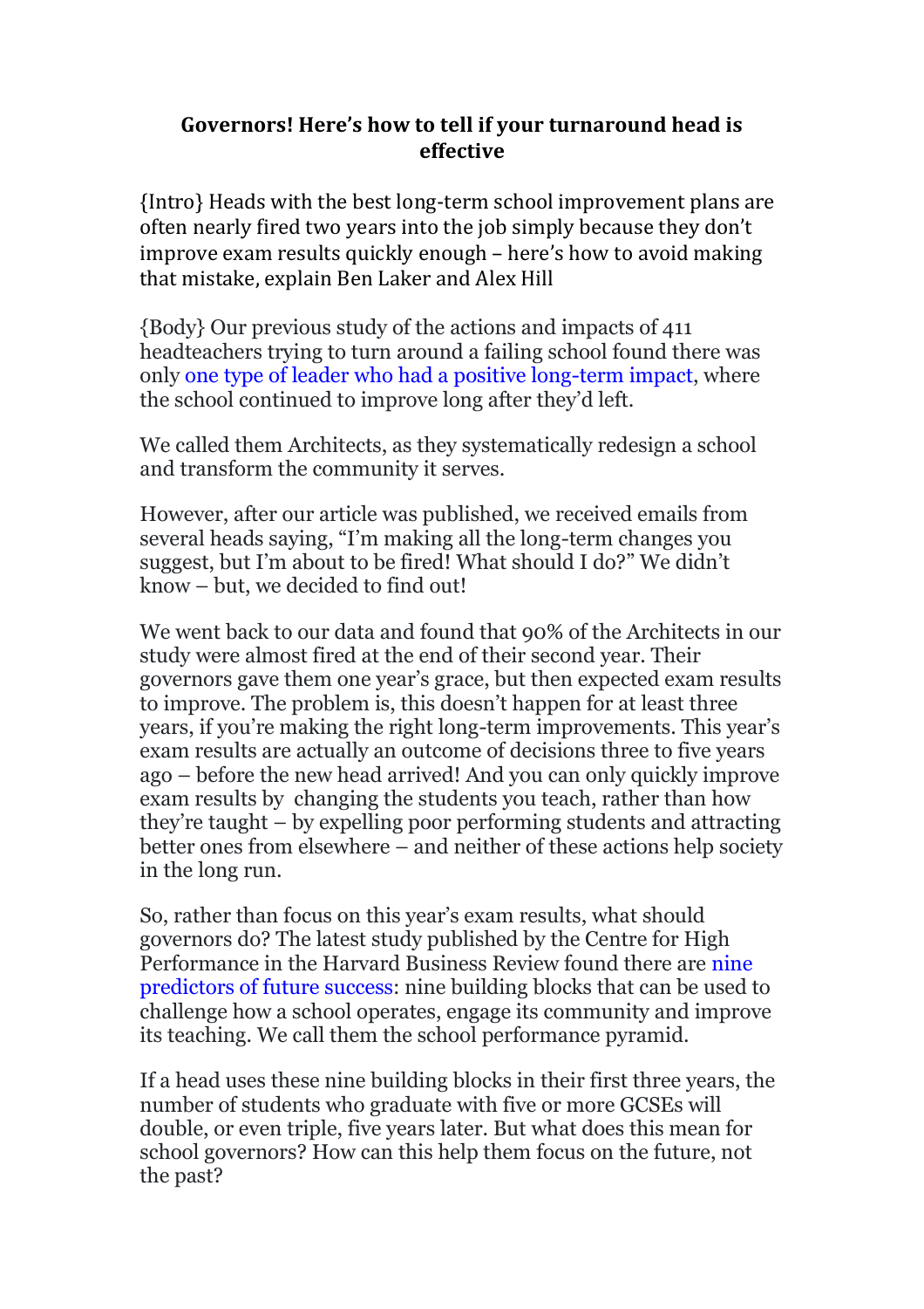# Governors! Here's how to tell if your turnaround head is effective

{Intro} Heads with the best long-term school improvement plans are often nearly fired two years into the job simply because they don't improve exam results quickly enough – here's how to avoid making that mistake, explain Ben Laker and Alex Hill

{Body} Our previous study of the actions and impacts of 411 headteachers trying to turn around a failing school found there was only one type of leader who had a positive long-term impact, where the school continued to improve long after they'd left.

We called them Architects, as they systematically redesign a school and transform the community it serves.

However, after our article was published, we received emails from several heads saying, "I'm making all the long-term changes you suggest, but I'm about to be fired! What should I do?" We didn't know – but, we decided to find out!

We went back to our data and found that 90% of the Architects in our study were almost fired at the end of their second year. Their governors gave them one year's grace, but then expected exam results to improve. The problem is, this doesn't happen for at least three years, if you're making the right long-term improvements. This year's exam results are actually an outcome of decisions three to five years ago – before the new head arrived! And you can only quickly improve exam results by changing the students you teach, rather than how they're taught – by expelling poor performing students and attracting better ones from elsewhere – and neither of these actions help society in the long run.

So, rather than focus on this year's exam results, what should governors do? The latest study published by the Centre for High Performance in the Harvard Business Review found there are nine predictors of future success: nine building blocks that can be used to challenge how a school operates, engage its community and improve its teaching. We call them the school performance pyramid.

If a head uses these nine building blocks in their first three years, the number of students who graduate with five or more GCSEs will double, or even triple, five years later. But what does this mean for school governors? How can this help them focus on the future, not the past?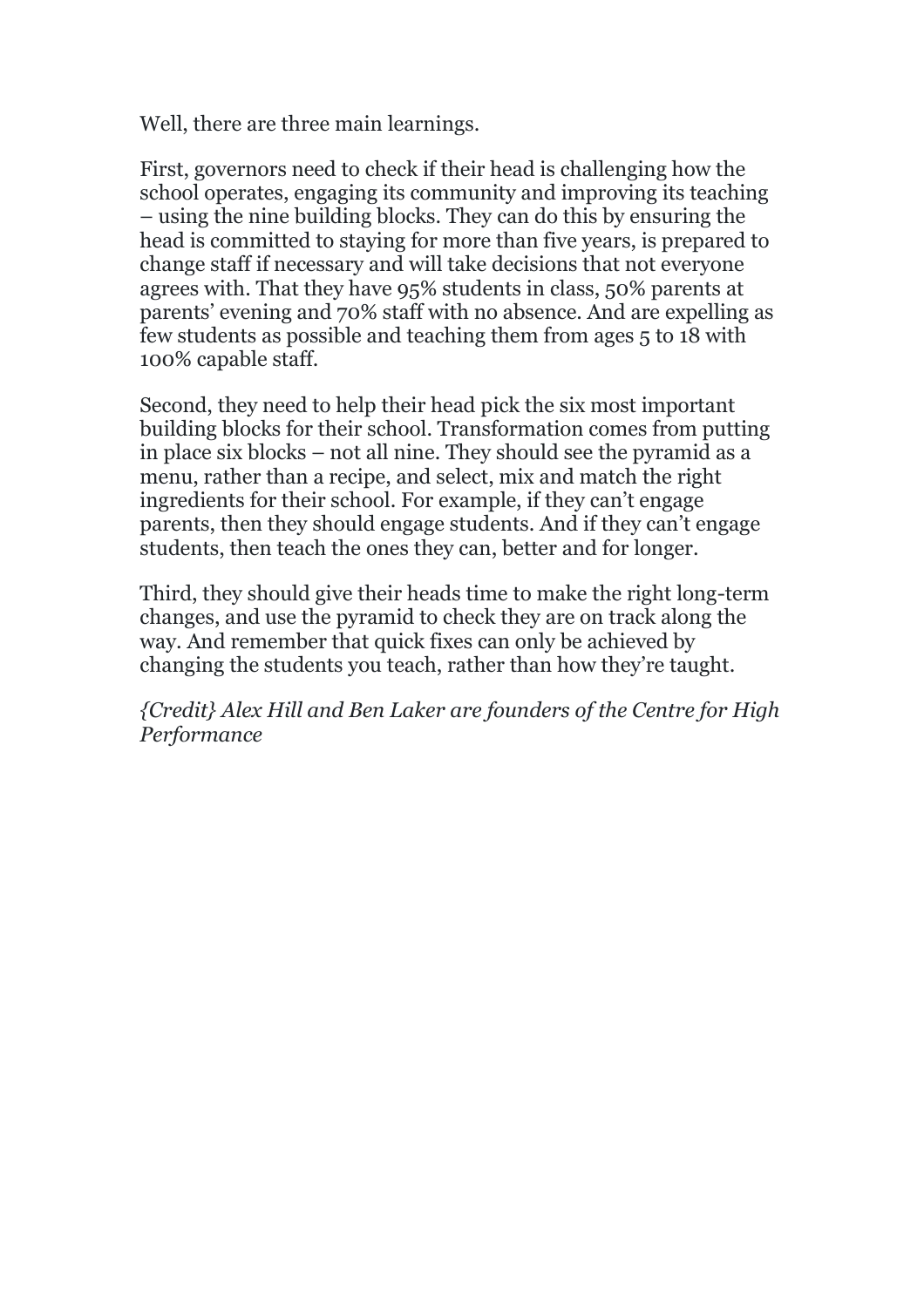Well, there are three main learnings.

First, governors need to check if their head is challenging how the school operates, engaging its community and improving its teaching – using the nine building blocks. They can do this by ensuring the head is committed to staying for more than five years, is prepared to change staff if necessary and will take decisions that not everyone agrees with. That they have 95% students in class, 50% parents at parents' evening and 70% staff with no absence. And are expelling as few students as possible and teaching them from ages 5 to 18 with 100% capable staff.

Second, they need to help their head pick the six most important building blocks for their school. Transformation comes from putting in place six blocks – not all nine. They should see the pyramid as a menu, rather than a recipe, and select, mix and match the right ingredients for their school. For example, if they can't engage parents, then they should engage students. And if they can't engage students, then teach the ones they can, better and for longer.

Third, they should give their heads time to make the right long-term changes, and use the pyramid to check they are on track along the way. And remember that quick fixes can only be achieved by changing the students you teach, rather than how they're taught.

*{Credit} Alex Hill and Ben Laker are founders of the Centre for High Performance*